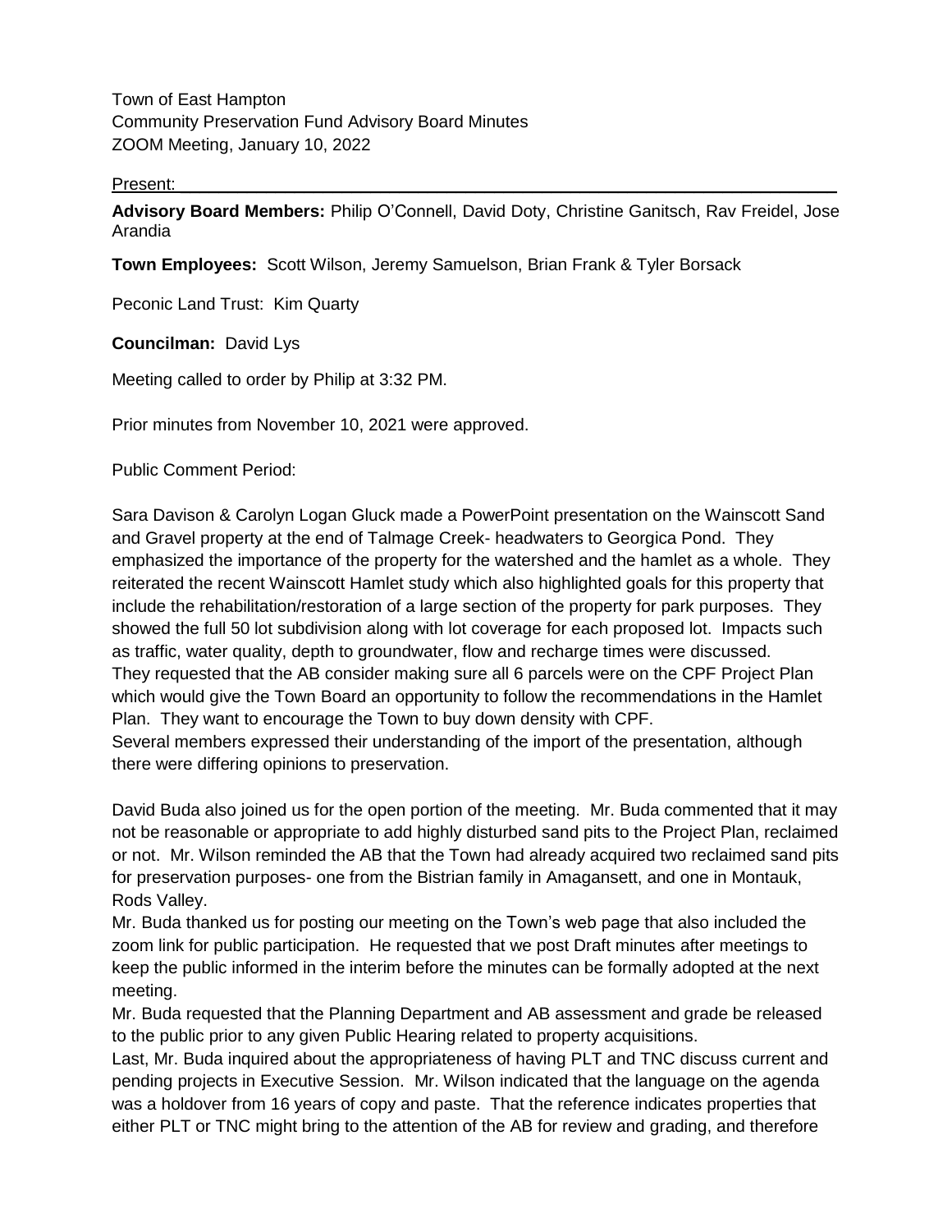Town of East Hampton
Community Preservation Fund Advisory Board Minutes
ZOOM Meeting, January 10, 2022

Present:

**Advisory Board Members:** Philip O'Connell, David Doty, Christine Ganitsch, Rav Freidel, Jose Arandia

**Town Employees:** Scott Wilson, Jeremy Samuelson, Brian Frank & Tyler Borsack

Peconic Land Trust: Kim Quarty

**Councilman:** David Lys

Meeting called to order by Philip at 3:32 PM.

Prior minutes from November 10, 2021 were approved.

Public Comment Period:

Sara Davison & Carolyn Logan Gluck made a PowerPoint presentation on the Wainscott Sand and Gravel property at the end of Talmage Creek- headwaters to Georgica Pond. They emphasized the importance of the property for the watershed and the hamlet as a whole. They reiterated the recent Wainscott Hamlet study which also highlighted goals for this property that include the rehabilitation/restoration of a large section of the property for park purposes. They showed the full 50 lot subdivision along with lot coverage for each proposed lot. Impacts such as traffic, water quality, depth to groundwater, flow and recharge times were discussed. They requested that the AB consider making sure all 6 parcels were on the CPF Project Plan which would give the Town Board an opportunity to follow the recommendations in the Hamlet Plan. They want to encourage the Town to buy down density with CPF.
Several members expressed their understanding of the import of the presentation, although there were differing opinions to preservation.

David Buda also joined us for the open portion of the meeting. Mr. Buda commented that it may not be reasonable or appropriate to add highly disturbed sand pits to the Project Plan, reclaimed or not. Mr. Wilson reminded the AB that the Town had already acquired two reclaimed sand pits for preservation purposes- one from the Bistrian family in Amagansett, and one in Montauk, Rods Valley.
Mr. Buda thanked us for posting our meeting on the Town's web page that also included the zoom link for public participation. He requested that we post Draft minutes after meetings to keep the public informed in the interim before the minutes can be formally adopted at the next meeting.
Mr. Buda requested that the Planning Department and AB assessment and grade be released to the public prior to any given Public Hearing related to property acquisitions.
Last, Mr. Buda inquired about the appropriateness of having PLT and TNC discuss current and pending projects in Executive Session. Mr. Wilson indicated that the language on the agenda was a holdover from 16 years of copy and paste. That the reference indicates properties that either PLT or TNC might bring to the attention of the AB for review and grading, and therefore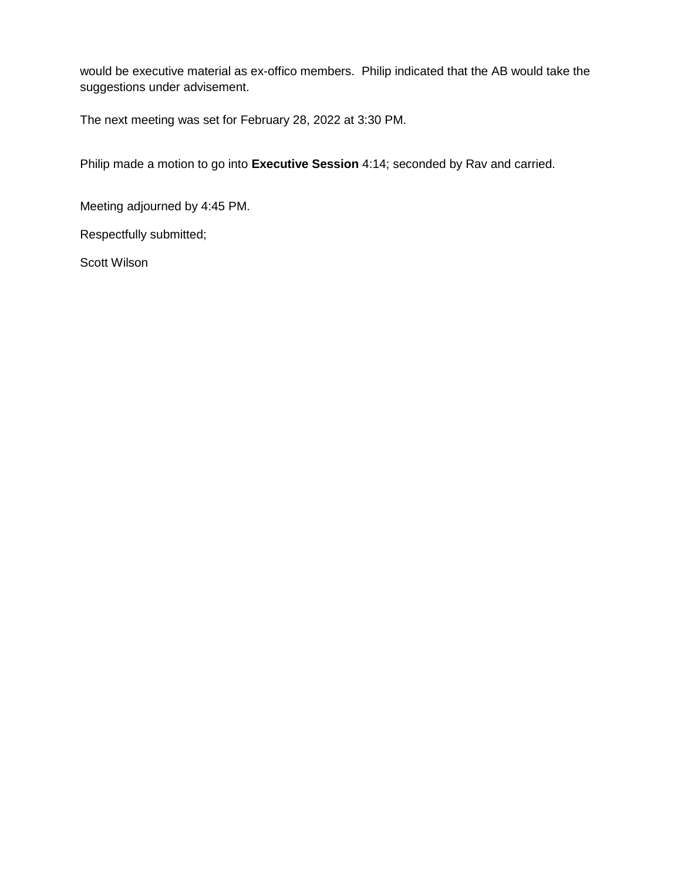would be executive material as ex-offico members. Philip indicated that the AB would take the suggestions under advisement.

The next meeting was set for February 28, 2022 at 3:30 PM.

Philip made a motion to go into **Executive Session** 4:14; seconded by Rav and carried.

Meeting adjourned by 4:45 PM.

Respectfully submitted;

Scott Wilson